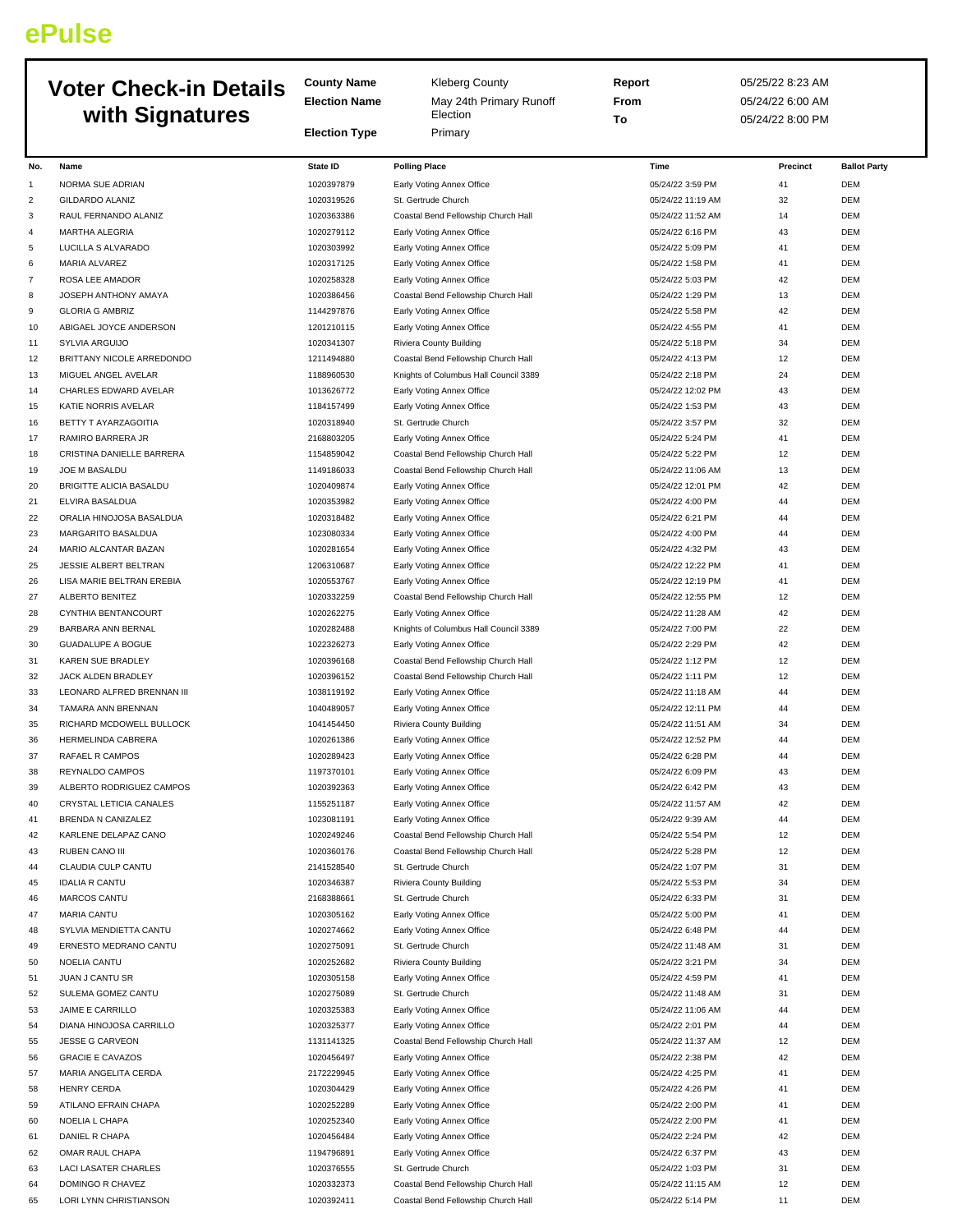ePulse

# Voter Check-in Details with Signatures

| | | | |
|---|---|---|---|
| **County Name** | Kleberg County | **Report** | 05/25/22 8:23 AM |
| **Election Name** | May 24th Primary Runoff Election | **From** | 05/24/22 6:00 AM |
| **Election Type** | Primary | **To** | 05/24/22 8:00 PM |

| No. | Name | State ID | Polling Place | Time | Precinct | Ballot Party |
|---|---|---|---|---|---|---|
| 1 | NORMA SUE ADRIAN | 1020397879 | Early Voting Annex Office | 05/24/22 3:59 PM | 41 | DEM |
| 2 | GILDARDO ALANIZ | 1020319526 | St. Gertrude Church | 05/24/22 11:19 AM | 32 | DEM |
| 3 | RAUL FERNANDO ALANIZ | 1020363386 | Coastal Bend Fellowship Church Hall | 05/24/22 11:52 AM | 14 | DEM |
| 4 | MARTHA ALEGRIA | 1020279112 | Early Voting Annex Office | 05/24/22 6:16 PM | 43 | DEM |
| 5 | LUCILLA S ALVARADO | 1020303992 | Early Voting Annex Office | 05/24/22 5:09 PM | 41 | DEM |
| 6 | MARIA ALVAREZ | 1020317125 | Early Voting Annex Office | 05/24/22 1:58 PM | 41 | DEM |
| 7 | ROSA LEE AMADOR | 1020258328 | Early Voting Annex Office | 05/24/22 5:03 PM | 42 | DEM |
| 8 | JOSEPH ANTHONY AMAYA | 1020386456 | Coastal Bend Fellowship Church Hall | 05/24/22 1:29 PM | 13 | DEM |
| 9 | GLORIA G AMBRIZ | 1144297876 | Early Voting Annex Office | 05/24/22 5:58 PM | 42 | DEM |
| 10 | ABIGAEL JOYCE ANDERSON | 1201210115 | Early Voting Annex Office | 05/24/22 4:55 PM | 41 | DEM |
| 11 | SYLVIA ARGUIJO | 1020341307 | Riviera County Building | 05/24/22 5:18 PM | 34 | DEM |
| 12 | BRITTANY NICOLE ARREDONDO | 1211494880 | Coastal Bend Fellowship Church Hall | 05/24/22 4:13 PM | 12 | DEM |
| 13 | MIGUEL ANGEL AVELAR | 1188960530 | Knights of Columbus Hall Council 3389 | 05/24/22 2:18 PM | 24 | DEM |
| 14 | CHARLES EDWARD AVELAR | 1013626772 | Early Voting Annex Office | 05/24/22 12:02 PM | 43 | DEM |
| 15 | KATIE NORRIS AVELAR | 1184157499 | Early Voting Annex Office | 05/24/22 1:53 PM | 43 | DEM |
| 16 | BETTY T AYARZAGOITIA | 1020318940 | St. Gertrude Church | 05/24/22 3:57 PM | 32 | DEM |
| 17 | RAMIRO BARRERA JR | 2168803205 | Early Voting Annex Office | 05/24/22 5:24 PM | 41 | DEM |
| 18 | CRISTINA DANIELLE BARRERA | 1154859042 | Coastal Bend Fellowship Church Hall | 05/24/22 5:22 PM | 12 | DEM |
| 19 | JOE M BASALDU | 1149186033 | Coastal Bend Fellowship Church Hall | 05/24/22 11:06 AM | 13 | DEM |
| 20 | BRIGITTE ALICIA BASALDU | 1020409874 | Early Voting Annex Office | 05/24/22 12:01 PM | 42 | DEM |
| 21 | ELVIRA BASALDUA | 1020353982 | Early Voting Annex Office | 05/24/22 4:00 PM | 44 | DEM |
| 22 | ORALIA HINOJOSA BASALDUA | 1020318482 | Early Voting Annex Office | 05/24/22 6:21 PM | 44 | DEM |
| 23 | MARGARITO BASALDUA | 1023080334 | Early Voting Annex Office | 05/24/22 4:00 PM | 44 | DEM |
| 24 | MARIO ALCANTAR BAZAN | 1020281654 | Early Voting Annex Office | 05/24/22 4:32 PM | 43 | DEM |
| 25 | JESSIE ALBERT BELTRAN | 1206310687 | Early Voting Annex Office | 05/24/22 12:22 PM | 41 | DEM |
| 26 | LISA MARIE BELTRAN EREBIA | 1020553767 | Early Voting Annex Office | 05/24/22 12:19 PM | 41 | DEM |
| 27 | ALBERTO BENITEZ | 1020332259 | Coastal Bend Fellowship Church Hall | 05/24/22 12:55 PM | 12 | DEM |
| 28 | CYNTHIA BENTANCOURT | 1020262275 | Early Voting Annex Office | 05/24/22 11:28 AM | 42 | DEM |
| 29 | BARBARA ANN BERNAL | 1020282488 | Knights of Columbus Hall Council 3389 | 05/24/22 7:00 PM | 22 | DEM |
| 30 | GUADALUPE A BOGUE | 1022326273 | Early Voting Annex Office | 05/24/22 2:29 PM | 42 | DEM |
| 31 | KAREN SUE BRADLEY | 1020396168 | Coastal Bend Fellowship Church Hall | 05/24/22 1:12 PM | 12 | DEM |
| 32 | JACK ALDEN BRADLEY | 1020396152 | Coastal Bend Fellowship Church Hall | 05/24/22 1:11 PM | 12 | DEM |
| 33 | LEONARD ALFRED BRENNAN III | 1038119192 | Early Voting Annex Office | 05/24/22 11:18 AM | 44 | DEM |
| 34 | TAMARA ANN BRENNAN | 1040489057 | Early Voting Annex Office | 05/24/22 12:11 PM | 44 | DEM |
| 35 | RICHARD MCDOWELL BULLOCK | 1041454450 | Riviera County Building | 05/24/22 11:51 AM | 34 | DEM |
| 36 | HERMELINDA CABRERA | 1020261386 | Early Voting Annex Office | 05/24/22 12:52 PM | 44 | DEM |
| 37 | RAFAEL R CAMPOS | 1020289423 | Early Voting Annex Office | 05/24/22 6:28 PM | 44 | DEM |
| 38 | REYNALDO CAMPOS | 1197370101 | Early Voting Annex Office | 05/24/22 6:09 PM | 43 | DEM |
| 39 | ALBERTO RODRIGUEZ CAMPOS | 1020392363 | Early Voting Annex Office | 05/24/22 6:42 PM | 43 | DEM |
| 40 | CRYSTAL LETICIA CANALES | 1155251187 | Early Voting Annex Office | 05/24/22 11:57 AM | 42 | DEM |
| 41 | BRENDA N CANIZALEZ | 1023081191 | Early Voting Annex Office | 05/24/22 9:39 AM | 44 | DEM |
| 42 | KARLENE DELAPAZ CANO | 1020249246 | Coastal Bend Fellowship Church Hall | 05/24/22 5:54 PM | 12 | DEM |
| 43 | RUBEN CANO III | 1020360176 | Coastal Bend Fellowship Church Hall | 05/24/22 5:28 PM | 12 | DEM |
| 44 | CLAUDIA CULP CANTU | 2141528540 | St. Gertrude Church | 05/24/22 1:07 PM | 31 | DEM |
| 45 | IDALIA R CANTU | 1020346387 | Riviera County Building | 05/24/22 5:53 PM | 34 | DEM |
| 46 | MARCOS CANTU | 2168388661 | St. Gertrude Church | 05/24/22 6:33 PM | 31 | DEM |
| 47 | MARIA CANTU | 1020305162 | Early Voting Annex Office | 05/24/22 5:00 PM | 41 | DEM |
| 48 | SYLVIA MENDIETTA CANTU | 1020274662 | Early Voting Annex Office | 05/24/22 6:48 PM | 44 | DEM |
| 49 | ERNESTO MEDRANO CANTU | 1020275091 | St. Gertrude Church | 05/24/22 11:48 AM | 31 | DEM |
| 50 | NOELIA CANTU | 1020252682 | Riviera County Building | 05/24/22 3:21 PM | 34 | DEM |
| 51 | JUAN J CANTU SR | 1020305158 | Early Voting Annex Office | 05/24/22 4:59 PM | 41 | DEM |
| 52 | SULEMA GOMEZ CANTU | 1020275089 | St. Gertrude Church | 05/24/22 11:48 AM | 31 | DEM |
| 53 | JAIME E CARRILLO | 1020325383 | Early Voting Annex Office | 05/24/22 11:06 AM | 44 | DEM |
| 54 | DIANA HINOJOSA CARRILLO | 1020325377 | Early Voting Annex Office | 05/24/22 2:01 PM | 44 | DEM |
| 55 | JESSE G CARVEON | 1131141325 | Coastal Bend Fellowship Church Hall | 05/24/22 11:37 AM | 12 | DEM |
| 56 | GRACIE E CAVAZOS | 1020456497 | Early Voting Annex Office | 05/24/22 2:38 PM | 42 | DEM |
| 57 | MARIA ANGELITA CERDA | 2172229945 | Early Voting Annex Office | 05/24/22 4:25 PM | 41 | DEM |
| 58 | HENRY CERDA | 1020304429 | Early Voting Annex Office | 05/24/22 4:26 PM | 41 | DEM |
| 59 | ATILANO EFRAIN CHAPA | 1020252289 | Early Voting Annex Office | 05/24/22 2:00 PM | 41 | DEM |
| 60 | NOELIA L CHAPA | 1020252340 | Early Voting Annex Office | 05/24/22 2:00 PM | 41 | DEM |
| 61 | DANIEL R CHAPA | 1020456484 | Early Voting Annex Office | 05/24/22 2:24 PM | 42 | DEM |
| 62 | OMAR RAUL CHAPA | 1194796891 | Early Voting Annex Office | 05/24/22 6:37 PM | 43 | DEM |
| 63 | LACI LASATER CHARLES | 1020376555 | St. Gertrude Church | 05/24/22 1:03 PM | 31 | DEM |
| 64 | DOMINGO R CHAVEZ | 1020332373 | Coastal Bend Fellowship Church Hall | 05/24/22 11:15 AM | 12 | DEM |
| 65 | LORI LYNN CHRISTIANSON | 1020392411 | Coastal Bend Fellowship Church Hall | 05/24/22 5:14 PM | 11 | DEM |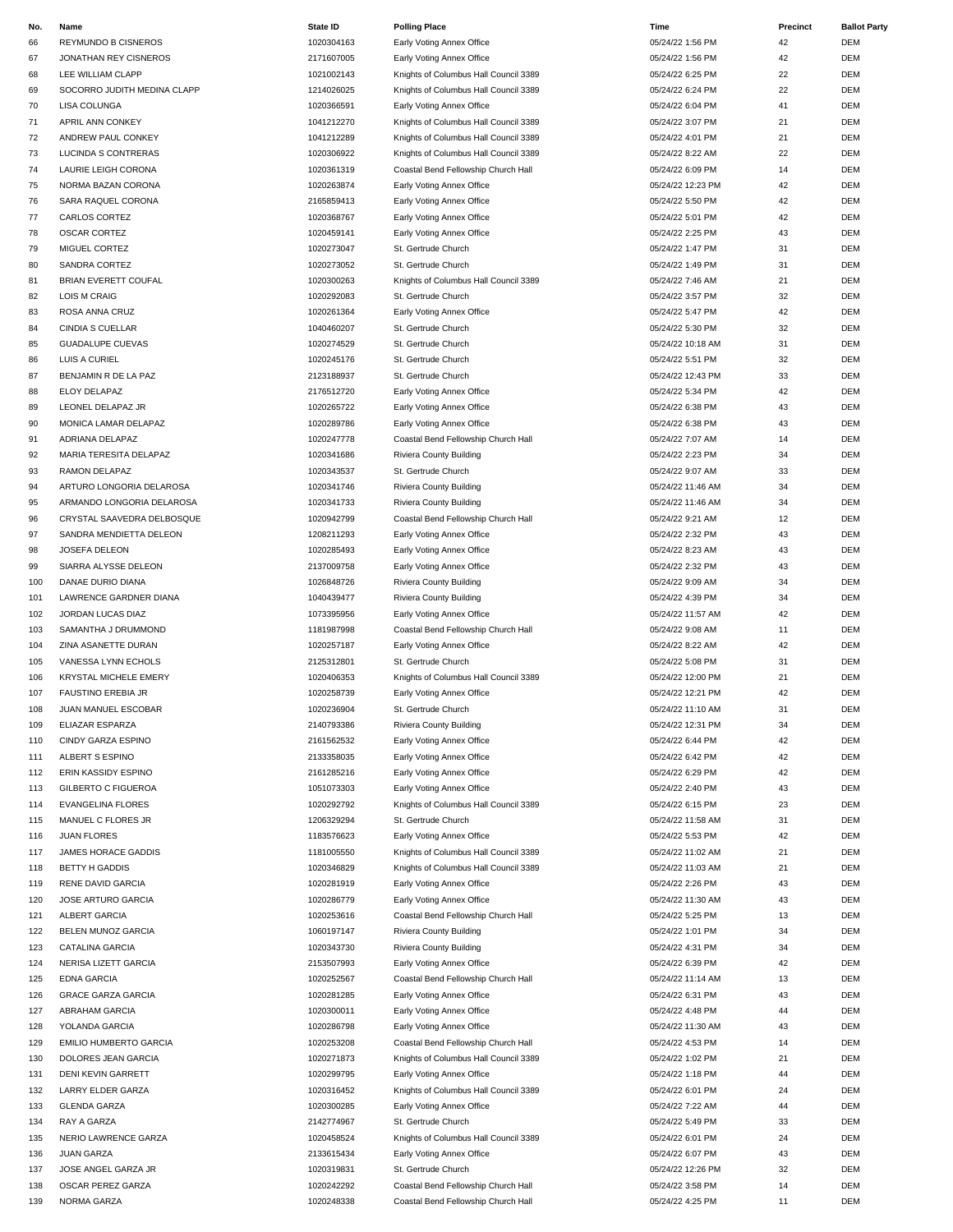| No. | Name | State ID | Polling Place | Time | Precinct | Ballot Party |
|---|---|---|---|---|---|---|
| 66 | REYMUNDO B CISNEROS | 1020304163 | Early Voting Annex Office | 05/24/22 1:56 PM | 42 | DEM |
| 67 | JONATHAN REY CISNEROS | 2171607005 | Early Voting Annex Office | 05/24/22 1:56 PM | 42 | DEM |
| 68 | LEE WILLIAM CLAPP | 1021002143 | Knights of Columbus Hall Council 3389 | 05/24/22 6:25 PM | 22 | DEM |
| 69 | SOCORRO JUDITH MEDINA CLAPP | 1214026025 | Knights of Columbus Hall Council 3389 | 05/24/22 6:24 PM | 22 | DEM |
| 70 | LISA COLUNGA | 1020366591 | Early Voting Annex Office | 05/24/22 6:04 PM | 41 | DEM |
| 71 | APRIL ANN CONKEY | 1041212270 | Knights of Columbus Hall Council 3389 | 05/24/22 3:07 PM | 21 | DEM |
| 72 | ANDREW PAUL CONKEY | 1041212289 | Knights of Columbus Hall Council 3389 | 05/24/22 4:01 PM | 21 | DEM |
| 73 | LUCINDA S CONTRERAS | 1020306922 | Knights of Columbus Hall Council 3389 | 05/24/22 8:22 AM | 22 | DEM |
| 74 | LAURIE LEIGH CORONA | 1020361319 | Coastal Bend Fellowship Church Hall | 05/24/22 6:09 PM | 14 | DEM |
| 75 | NORMA BAZAN CORONA | 1020263874 | Early Voting Annex Office | 05/24/22 12:23 PM | 42 | DEM |
| 76 | SARA RAQUEL CORONA | 2165859413 | Early Voting Annex Office | 05/24/22 5:50 PM | 42 | DEM |
| 77 | CARLOS CORTEZ | 1020368767 | Early Voting Annex Office | 05/24/22 5:01 PM | 42 | DEM |
| 78 | OSCAR CORTEZ | 1020459141 | Early Voting Annex Office | 05/24/22 2:25 PM | 43 | DEM |
| 79 | MIGUEL CORTEZ | 1020273047 | St. Gertrude Church | 05/24/22 1:47 PM | 31 | DEM |
| 80 | SANDRA CORTEZ | 1020273052 | St. Gertrude Church | 05/24/22 1:49 PM | 31 | DEM |
| 81 | BRIAN EVERETT COUFAL | 1020300263 | Knights of Columbus Hall Council 3389 | 05/24/22 7:46 AM | 21 | DEM |
| 82 | LOIS M CRAIG | 1020292083 | St. Gertrude Church | 05/24/22 3:57 PM | 32 | DEM |
| 83 | ROSA ANNA CRUZ | 1020261364 | Early Voting Annex Office | 05/24/22 5:47 PM | 42 | DEM |
| 84 | CINDIA S CUELLAR | 1040460207 | St. Gertrude Church | 05/24/22 5:30 PM | 32 | DEM |
| 85 | GUADALUPE CUEVAS | 1020274529 | St. Gertrude Church | 05/24/22 10:18 AM | 31 | DEM |
| 86 | LUIS A CURIEL | 1020245176 | St. Gertrude Church | 05/24/22 5:51 PM | 32 | DEM |
| 87 | BENJAMIN R DE LA PAZ | 2123188937 | St. Gertrude Church | 05/24/22 12:43 PM | 33 | DEM |
| 88 | ELOY DELAPAZ | 2176512720 | Early Voting Annex Office | 05/24/22 5:34 PM | 42 | DEM |
| 89 | LEONEL DELAPAZ JR | 1020265722 | Early Voting Annex Office | 05/24/22 6:38 PM | 43 | DEM |
| 90 | MONICA LAMAR DELAPAZ | 1020289786 | Early Voting Annex Office | 05/24/22 6:38 PM | 43 | DEM |
| 91 | ADRIANA DELAPAZ | 1020247778 | Coastal Bend Fellowship Church Hall | 05/24/22 7:07 AM | 14 | DEM |
| 92 | MARIA TERESITA DELAPAZ | 1020341686 | Riviera County Building | 05/24/22 2:23 PM | 34 | DEM |
| 93 | RAMON DELAPAZ | 1020343537 | St. Gertrude Church | 05/24/22 9:07 AM | 33 | DEM |
| 94 | ARTURO LONGORIA DELAROSA | 1020341746 | Riviera County Building | 05/24/22 11:46 AM | 34 | DEM |
| 95 | ARMANDO LONGORIA DELAROSA | 1020341733 | Riviera County Building | 05/24/22 11:46 AM | 34 | DEM |
| 96 | CRYSTAL SAAVEDRA DELBOSQUE | 1020942799 | Coastal Bend Fellowship Church Hall | 05/24/22 9:21 AM | 12 | DEM |
| 97 | SANDRA MENDIETTA DELEON | 1208211293 | Early Voting Annex Office | 05/24/22 2:32 PM | 43 | DEM |
| 98 | JOSEFA DELEON | 1020285493 | Early Voting Annex Office | 05/24/22 8:23 AM | 43 | DEM |
| 99 | SIARRA ALYSSE DELEON | 2137009758 | Early Voting Annex Office | 05/24/22 2:32 PM | 43 | DEM |
| 100 | DANAE DURIO DIANA | 1026848726 | Riviera County Building | 05/24/22 9:09 AM | 34 | DEM |
| 101 | LAWRENCE GARDNER DIANA | 1040439477 | Riviera County Building | 05/24/22 4:39 PM | 34 | DEM |
| 102 | JORDAN LUCAS DIAZ | 1073395956 | Early Voting Annex Office | 05/24/22 11:57 AM | 42 | DEM |
| 103 | SAMANTHA J DRUMMOND | 1181987998 | Coastal Bend Fellowship Church Hall | 05/24/22 9:08 AM | 11 | DEM |
| 104 | ZINA ASANETTE DURAN | 1020257187 | Early Voting Annex Office | 05/24/22 8:22 AM | 42 | DEM |
| 105 | VANESSA LYNN ECHOLS | 2125312801 | St. Gertrude Church | 05/24/22 5:08 PM | 31 | DEM |
| 106 | KRYSTAL MICHELE EMERY | 1020406353 | Knights of Columbus Hall Council 3389 | 05/24/22 12:00 PM | 21 | DEM |
| 107 | FAUSTINO EREBIA JR | 1020258739 | Early Voting Annex Office | 05/24/22 12:21 PM | 42 | DEM |
| 108 | JUAN MANUEL ESCOBAR | 1020236904 | St. Gertrude Church | 05/24/22 11:10 AM | 31 | DEM |
| 109 | ELIAZAR ESPARZA | 2140793386 | Riviera County Building | 05/24/22 12:31 PM | 34 | DEM |
| 110 | CINDY GARZA ESPINO | 2161562532 | Early Voting Annex Office | 05/24/22 6:44 PM | 42 | DEM |
| 111 | ALBERT S ESPINO | 2133358035 | Early Voting Annex Office | 05/24/22 6:42 PM | 42 | DEM |
| 112 | ERIN KASSIDY ESPINO | 2161285216 | Early Voting Annex Office | 05/24/22 6:29 PM | 42 | DEM |
| 113 | GILBERTO C FIGUEROA | 1051073303 | Early Voting Annex Office | 05/24/22 2:40 PM | 43 | DEM |
| 114 | EVANGELINA FLORES | 1020292792 | Knights of Columbus Hall Council 3389 | 05/24/22 6:15 PM | 23 | DEM |
| 115 | MANUEL C FLORES JR | 1206329294 | St. Gertrude Church | 05/24/22 11:58 AM | 31 | DEM |
| 116 | JUAN FLORES | 1183576623 | Early Voting Annex Office | 05/24/22 5:53 PM | 42 | DEM |
| 117 | JAMES HORACE GADDIS | 1181005550 | Knights of Columbus Hall Council 3389 | 05/24/22 11:02 AM | 21 | DEM |
| 118 | BETTY H GADDIS | 1020346829 | Knights of Columbus Hall Council 3389 | 05/24/22 11:03 AM | 21 | DEM |
| 119 | RENE DAVID GARCIA | 1020281919 | Early Voting Annex Office | 05/24/22 2:26 PM | 43 | DEM |
| 120 | JOSE ARTURO GARCIA | 1020286779 | Early Voting Annex Office | 05/24/22 11:30 AM | 43 | DEM |
| 121 | ALBERT GARCIA | 1020253616 | Coastal Bend Fellowship Church Hall | 05/24/22 5:25 PM | 13 | DEM |
| 122 | BELEN MUNOZ GARCIA | 1060197147 | Riviera County Building | 05/24/22 1:01 PM | 34 | DEM |
| 123 | CATALINA GARCIA | 1020343730 | Riviera County Building | 05/24/22 4:31 PM | 34 | DEM |
| 124 | NERISA LIZETT GARCIA | 2153507993 | Early Voting Annex Office | 05/24/22 6:39 PM | 42 | DEM |
| 125 | EDNA GARCIA | 1020252567 | Coastal Bend Fellowship Church Hall | 05/24/22 11:14 AM | 13 | DEM |
| 126 | GRACE GARZA GARCIA | 1020281285 | Early Voting Annex Office | 05/24/22 6:31 PM | 43 | DEM |
| 127 | ABRAHAM GARCIA | 1020300011 | Early Voting Annex Office | 05/24/22 4:48 PM | 44 | DEM |
| 128 | YOLANDA GARCIA | 1020286798 | Early Voting Annex Office | 05/24/22 11:30 AM | 43 | DEM |
| 129 | EMILIO HUMBERTO GARCIA | 1020253208 | Coastal Bend Fellowship Church Hall | 05/24/22 4:53 PM | 14 | DEM |
| 130 | DOLORES JEAN GARCIA | 1020271873 | Knights of Columbus Hall Council 3389 | 05/24/22 1:02 PM | 21 | DEM |
| 131 | DENI KEVIN GARRETT | 1020299795 | Early Voting Annex Office | 05/24/22 1:18 PM | 44 | DEM |
| 132 | LARRY ELDER GARZA | 1020316452 | Knights of Columbus Hall Council 3389 | 05/24/22 6:01 PM | 24 | DEM |
| 133 | GLENDA GARZA | 1020300285 | Early Voting Annex Office | 05/24/22 7:22 AM | 44 | DEM |
| 134 | RAY A GARZA | 2142774967 | St. Gertrude Church | 05/24/22 5:49 PM | 33 | DEM |
| 135 | NERIO LAWRENCE GARZA | 1020458524 | Knights of Columbus Hall Council 3389 | 05/24/22 6:01 PM | 24 | DEM |
| 136 | JUAN GARZA | 2133615434 | Early Voting Annex Office | 05/24/22 6:07 PM | 43 | DEM |
| 137 | JOSE ANGEL GARZA JR | 1020319831 | St. Gertrude Church | 05/24/22 12:26 PM | 32 | DEM |
| 138 | OSCAR PEREZ GARZA | 1020242292 | Coastal Bend Fellowship Church Hall | 05/24/22 3:58 PM | 14 | DEM |
| 139 | NORMA GARZA | 1020248338 | Coastal Bend Fellowship Church Hall | 05/24/22 4:25 PM | 11 | DEM |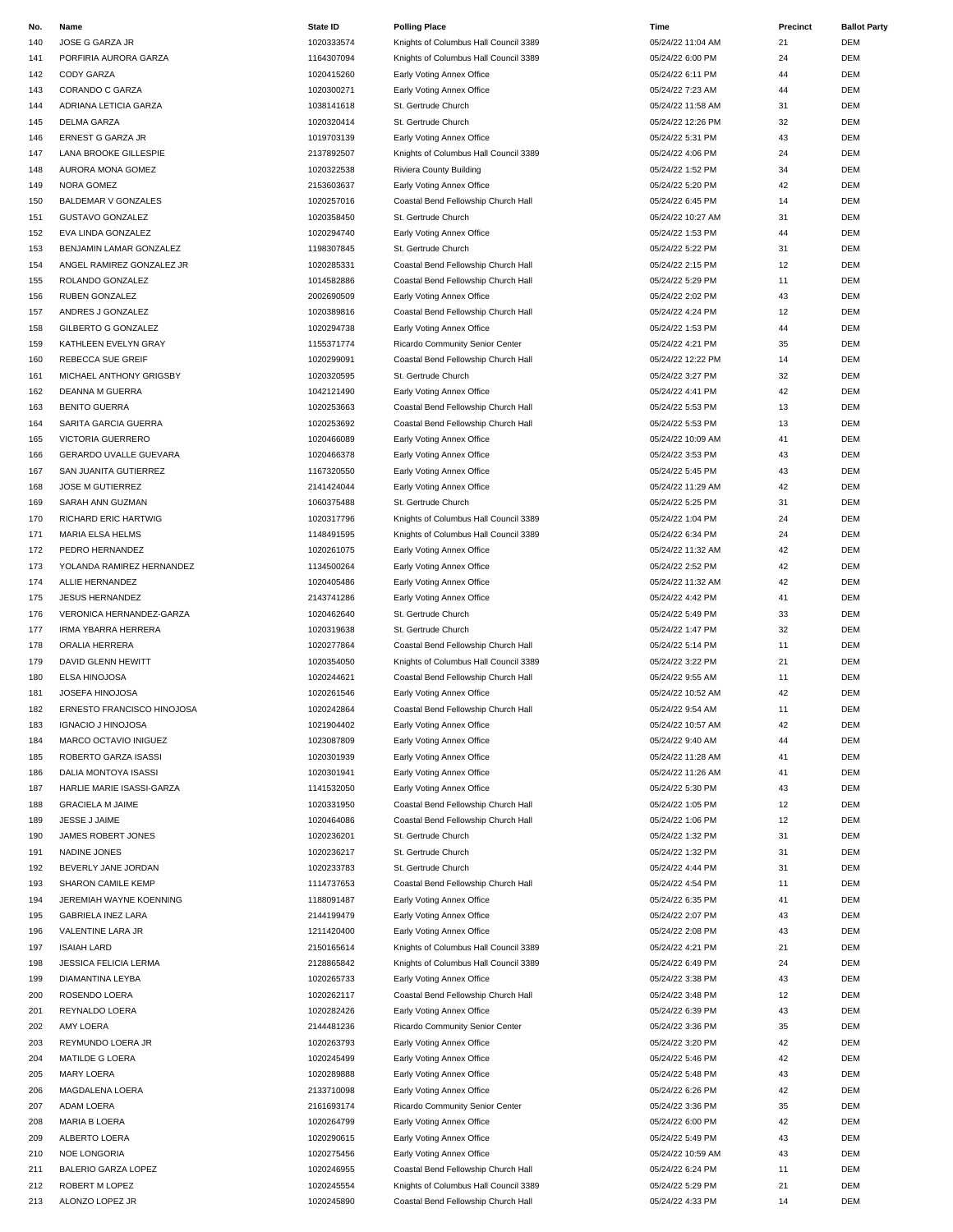| No. | Name | State ID | Polling Place | Time | Precinct | Ballot Party |
|---|---|---|---|---|---|---|
| 140 | JOSE G GARZA JR | 1020333574 | Knights of Columbus Hall Council 3389 | 05/24/22 11:04 AM | 21 | DEM |
| 141 | PORFIRIA AURORA GARZA | 1164307094 | Knights of Columbus Hall Council 3389 | 05/24/22 6:00 PM | 24 | DEM |
| 142 | CODY GARZA | 1020415260 | Early Voting Annex Office | 05/24/22 6:11 PM | 44 | DEM |
| 143 | CORANDO C GARZA | 1020300271 | Early Voting Annex Office | 05/24/22 7:23 AM | 44 | DEM |
| 144 | ADRIANA LETICIA GARZA | 1038141618 | St. Gertrude Church | 05/24/22 11:58 AM | 31 | DEM |
| 145 | DELMA GARZA | 1020320414 | St. Gertrude Church | 05/24/22 12:26 PM | 32 | DEM |
| 146 | ERNEST G GARZA JR | 1019703139 | Early Voting Annex Office | 05/24/22 5:31 PM | 43 | DEM |
| 147 | LANA BROOKE GILLESPIE | 2137892507 | Knights of Columbus Hall Council 3389 | 05/24/22 4:06 PM | 24 | DEM |
| 148 | AURORA MONA GOMEZ | 1020322538 | Riviera County Building | 05/24/22 1:52 PM | 34 | DEM |
| 149 | NORA GOMEZ | 2153603637 | Early Voting Annex Office | 05/24/22 5:20 PM | 42 | DEM |
| 150 | BALDEMAR V GONZALES | 1020257016 | Coastal Bend Fellowship Church Hall | 05/24/22 6:45 PM | 14 | DEM |
| 151 | GUSTAVO GONZALEZ | 1020358450 | St. Gertrude Church | 05/24/22 10:27 AM | 31 | DEM |
| 152 | EVA LINDA GONZALEZ | 1020294740 | Early Voting Annex Office | 05/24/22 1:53 PM | 44 | DEM |
| 153 | BENJAMIN LAMAR GONZALEZ | 1198307845 | St. Gertrude Church | 05/24/22 5:22 PM | 31 | DEM |
| 154 | ANGEL RAMIREZ GONZALEZ JR | 1020285331 | Coastal Bend Fellowship Church Hall | 05/24/22 2:15 PM | 12 | DEM |
| 155 | ROLANDO GONZALEZ | 1014582886 | Coastal Bend Fellowship Church Hall | 05/24/22 5:29 PM | 11 | DEM |
| 156 | RUBEN GONZALEZ | 2002690509 | Early Voting Annex Office | 05/24/22 2:02 PM | 43 | DEM |
| 157 | ANDRES J GONZALEZ | 1020389816 | Coastal Bend Fellowship Church Hall | 05/24/22 4:24 PM | 12 | DEM |
| 158 | GILBERTO G GONZALEZ | 1020294738 | Early Voting Annex Office | 05/24/22 1:53 PM | 44 | DEM |
| 159 | KATHLEEN EVELYN GRAY | 1155371774 | Ricardo Community Senior Center | 05/24/22 4:21 PM | 35 | DEM |
| 160 | REBECCA SUE GREIF | 1020299091 | Coastal Bend Fellowship Church Hall | 05/24/22 12:22 PM | 14 | DEM |
| 161 | MICHAEL ANTHONY GRIGSBY | 1020320595 | St. Gertrude Church | 05/24/22 3:27 PM | 32 | DEM |
| 162 | DEANNA M GUERRA | 1042121490 | Early Voting Annex Office | 05/24/22 4:41 PM | 42 | DEM |
| 163 | BENITO GUERRA | 1020253663 | Coastal Bend Fellowship Church Hall | 05/24/22 5:53 PM | 13 | DEM |
| 164 | SARITA GARCIA GUERRA | 1020253692 | Coastal Bend Fellowship Church Hall | 05/24/22 5:53 PM | 13 | DEM |
| 165 | VICTORIA GUERRERO | 1020466089 | Early Voting Annex Office | 05/24/22 10:09 AM | 41 | DEM |
| 166 | GERARDO UVALLE GUEVARA | 1020466378 | Early Voting Annex Office | 05/24/22 3:53 PM | 43 | DEM |
| 167 | SAN JUANITA GUTIERREZ | 1167320550 | Early Voting Annex Office | 05/24/22 5:45 PM | 43 | DEM |
| 168 | JOSE M GUTIERREZ | 2141424044 | Early Voting Annex Office | 05/24/22 11:29 AM | 42 | DEM |
| 169 | SARAH ANN GUZMAN | 1060375488 | St. Gertrude Church | 05/24/22 5:25 PM | 31 | DEM |
| 170 | RICHARD ERIC HARTWIG | 1020317796 | Knights of Columbus Hall Council 3389 | 05/24/22 1:04 PM | 24 | DEM |
| 171 | MARIA ELSA HELMS | 1148491595 | Knights of Columbus Hall Council 3389 | 05/24/22 6:34 PM | 24 | DEM |
| 172 | PEDRO HERNANDEZ | 1020261075 | Early Voting Annex Office | 05/24/22 11:32 AM | 42 | DEM |
| 173 | YOLANDA RAMIREZ HERNANDEZ | 1134500264 | Early Voting Annex Office | 05/24/22 2:52 PM | 42 | DEM |
| 174 | ALLIE HERNANDEZ | 1020405486 | Early Voting Annex Office | 05/24/22 11:32 AM | 42 | DEM |
| 175 | JESUS HERNANDEZ | 2143741286 | Early Voting Annex Office | 05/24/22 4:42 PM | 41 | DEM |
| 176 | VERONICA HERNANDEZ-GARZA | 1020462640 | St. Gertrude Church | 05/24/22 5:49 PM | 33 | DEM |
| 177 | IRMA YBARRA HERRERA | 1020319638 | St. Gertrude Church | 05/24/22 1:47 PM | 32 | DEM |
| 178 | ORALIA HERRERA | 1020277864 | Coastal Bend Fellowship Church Hall | 05/24/22 5:14 PM | 11 | DEM |
| 179 | DAVID GLENN HEWITT | 1020354050 | Knights of Columbus Hall Council 3389 | 05/24/22 3:22 PM | 21 | DEM |
| 180 | ELSA HINOJOSA | 1020244621 | Coastal Bend Fellowship Church Hall | 05/24/22 9:55 AM | 11 | DEM |
| 181 | JOSEFA HINOJOSA | 1020261546 | Early Voting Annex Office | 05/24/22 10:52 AM | 42 | DEM |
| 182 | ERNESTO FRANCISCO HINOJOSA | 1020242864 | Coastal Bend Fellowship Church Hall | 05/24/22 9:54 AM | 11 | DEM |
| 183 | IGNACIO J HINOJOSA | 1021904402 | Early Voting Annex Office | 05/24/22 10:57 AM | 42 | DEM |
| 184 | MARCO OCTAVIO INIGUEZ | 1023087809 | Early Voting Annex Office | 05/24/22 9:40 AM | 44 | DEM |
| 185 | ROBERTO GARZA ISASSI | 1020301939 | Early Voting Annex Office | 05/24/22 11:28 AM | 41 | DEM |
| 186 | DALIA MONTOYA ISASSI | 1020301941 | Early Voting Annex Office | 05/24/22 11:26 AM | 41 | DEM |
| 187 | HARLIE MARIE ISASSI-GARZA | 1141532050 | Early Voting Annex Office | 05/24/22 5:30 PM | 43 | DEM |
| 188 | GRACIELA M JAIME | 1020331950 | Coastal Bend Fellowship Church Hall | 05/24/22 1:05 PM | 12 | DEM |
| 189 | JESSE J JAIME | 1020464086 | Coastal Bend Fellowship Church Hall | 05/24/22 1:06 PM | 12 | DEM |
| 190 | JAMES ROBERT JONES | 1020236201 | St. Gertrude Church | 05/24/22 1:32 PM | 31 | DEM |
| 191 | NADINE JONES | 1020236217 | St. Gertrude Church | 05/24/22 1:32 PM | 31 | DEM |
| 192 | BEVERLY JANE JORDAN | 1020233783 | St. Gertrude Church | 05/24/22 4:44 PM | 31 | DEM |
| 193 | SHARON CAMILE KEMP | 1114737653 | Coastal Bend Fellowship Church Hall | 05/24/22 4:54 PM | 11 | DEM |
| 194 | JEREMIAH WAYNE KOENNING | 1188091487 | Early Voting Annex Office | 05/24/22 6:35 PM | 41 | DEM |
| 195 | GABRIELA INEZ LARA | 2144199479 | Early Voting Annex Office | 05/24/22 2:07 PM | 43 | DEM |
| 196 | VALENTINE LARA JR | 1211420400 | Early Voting Annex Office | 05/24/22 2:08 PM | 43 | DEM |
| 197 | ISAIAH LARD | 2150165614 | Knights of Columbus Hall Council 3389 | 05/24/22 4:21 PM | 21 | DEM |
| 198 | JESSICA FELICIA LERMA | 2128865842 | Knights of Columbus Hall Council 3389 | 05/24/22 6:49 PM | 24 | DEM |
| 199 | DIAMANTINA LEYBA | 1020265733 | Early Voting Annex Office | 05/24/22 3:38 PM | 43 | DEM |
| 200 | ROSENDO LOERA | 1020262117 | Coastal Bend Fellowship Church Hall | 05/24/22 3:48 PM | 12 | DEM |
| 201 | REYNALDO LOERA | 1020282426 | Early Voting Annex Office | 05/24/22 6:39 PM | 43 | DEM |
| 202 | AMY LOERA | 2144481236 | Ricardo Community Senior Center | 05/24/22 3:36 PM | 35 | DEM |
| 203 | REYMUNDO LOERA JR | 1020263793 | Early Voting Annex Office | 05/24/22 3:20 PM | 42 | DEM |
| 204 | MATILDE G LOERA | 1020245499 | Early Voting Annex Office | 05/24/22 5:46 PM | 42 | DEM |
| 205 | MARY LOERA | 1020289888 | Early Voting Annex Office | 05/24/22 5:48 PM | 43 | DEM |
| 206 | MAGDALENA LOERA | 2133710098 | Early Voting Annex Office | 05/24/22 6:26 PM | 42 | DEM |
| 207 | ADAM LOERA | 2161693174 | Ricardo Community Senior Center | 05/24/22 3:36 PM | 35 | DEM |
| 208 | MARIA B LOERA | 1020264799 | Early Voting Annex Office | 05/24/22 6:00 PM | 42 | DEM |
| 209 | ALBERTO LOERA | 1020290615 | Early Voting Annex Office | 05/24/22 5:49 PM | 43 | DEM |
| 210 | NOE LONGORIA | 1020275456 | Early Voting Annex Office | 05/24/22 10:59 AM | 43 | DEM |
| 211 | BALERIO GARZA LOPEZ | 1020246955 | Coastal Bend Fellowship Church Hall | 05/24/22 6:24 PM | 11 | DEM |
| 212 | ROBERT M LOPEZ | 1020245554 | Knights of Columbus Hall Council 3389 | 05/24/22 5:29 PM | 21 | DEM |
| 213 | ALONZO LOPEZ JR | 1020245890 | Coastal Bend Fellowship Church Hall | 05/24/22 4:33 PM | 14 | DEM |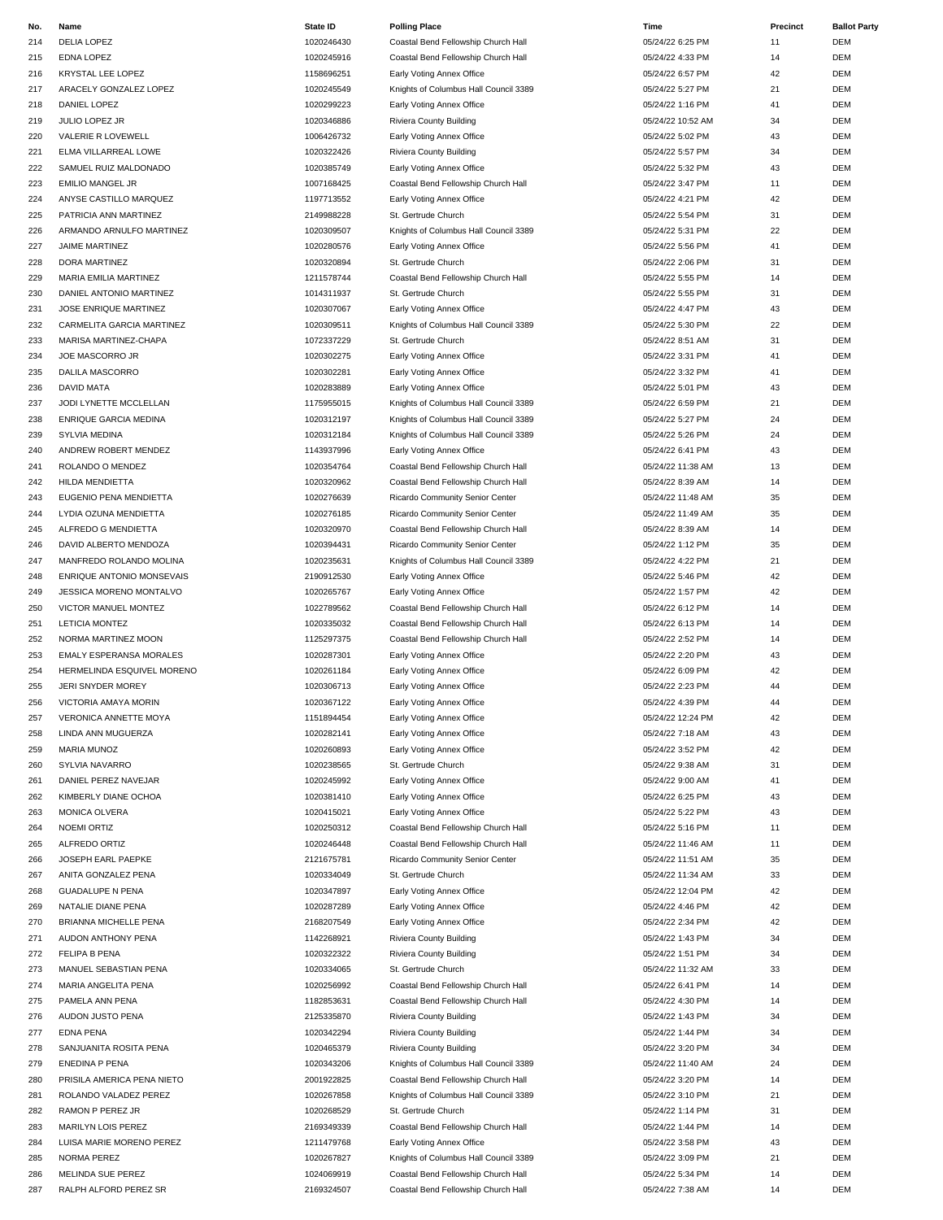| No. | Name | State ID | Polling Place | Time | Precinct | Ballot Party |
|---|---|---|---|---|---|---|
| 214 | DELIA LOPEZ | 1020246430 | Coastal Bend Fellowship Church Hall | 05/24/22 6:25 PM | 11 | DEM |
| 215 | EDNA LOPEZ | 1020245916 | Coastal Bend Fellowship Church Hall | 05/24/22 4:33 PM | 14 | DEM |
| 216 | KRYSTAL LEE LOPEZ | 1158696251 | Early Voting Annex Office | 05/24/22 6:57 PM | 42 | DEM |
| 217 | ARACELY GONZALEZ LOPEZ | 1020245549 | Knights of Columbus Hall Council 3389 | 05/24/22 5:27 PM | 21 | DEM |
| 218 | DANIEL LOPEZ | 1020299223 | Early Voting Annex Office | 05/24/22 1:16 PM | 41 | DEM |
| 219 | JULIO LOPEZ JR | 1020346886 | Riviera County Building | 05/24/22 10:52 AM | 34 | DEM |
| 220 | VALERIE R LOVEWELL | 1006426732 | Early Voting Annex Office | 05/24/22 5:02 PM | 43 | DEM |
| 221 | ELMA VILLARREAL LOWE | 1020322426 | Riviera County Building | 05/24/22 5:57 PM | 34 | DEM |
| 222 | SAMUEL RUIZ MALDONADO | 1020385749 | Early Voting Annex Office | 05/24/22 5:32 PM | 43 | DEM |
| 223 | EMILIO MANGEL JR | 1007168425 | Coastal Bend Fellowship Church Hall | 05/24/22 3:47 PM | 11 | DEM |
| 224 | ANYSE CASTILLO MARQUEZ | 1197713552 | Early Voting Annex Office | 05/24/22 4:21 PM | 42 | DEM |
| 225 | PATRICIA ANN MARTINEZ | 2149988228 | St. Gertrude Church | 05/24/22 5:54 PM | 31 | DEM |
| 226 | ARMANDO ARNULFO MARTINEZ | 1020309507 | Knights of Columbus Hall Council 3389 | 05/24/22 5:31 PM | 22 | DEM |
| 227 | JAIME MARTINEZ | 1020280576 | Early Voting Annex Office | 05/24/22 5:56 PM | 41 | DEM |
| 228 | DORA MARTINEZ | 1020320894 | St. Gertrude Church | 05/24/22 2:06 PM | 31 | DEM |
| 229 | MARIA EMILIA MARTINEZ | 1211578744 | Coastal Bend Fellowship Church Hall | 05/24/22 5:55 PM | 14 | DEM |
| 230 | DANIEL ANTONIO MARTINEZ | 1014311937 | St. Gertrude Church | 05/24/22 5:55 PM | 31 | DEM |
| 231 | JOSE ENRIQUE MARTINEZ | 1020307067 | Early Voting Annex Office | 05/24/22 4:47 PM | 43 | DEM |
| 232 | CARMELITA GARCIA MARTINEZ | 1020309511 | Knights of Columbus Hall Council 3389 | 05/24/22 5:30 PM | 22 | DEM |
| 233 | MARISA MARTINEZ-CHAPA | 1072337229 | St. Gertrude Church | 05/24/22 8:51 AM | 31 | DEM |
| 234 | JOE MASCORRO JR | 1020302275 | Early Voting Annex Office | 05/24/22 3:31 PM | 41 | DEM |
| 235 | DALILA MASCORRO | 1020302281 | Early Voting Annex Office | 05/24/22 3:32 PM | 41 | DEM |
| 236 | DAVID MATA | 1020283889 | Early Voting Annex Office | 05/24/22 5:01 PM | 43 | DEM |
| 237 | JODI LYNETTE MCCLELLAN | 1175955015 | Knights of Columbus Hall Council 3389 | 05/24/22 6:59 PM | 21 | DEM |
| 238 | ENRIQUE GARCIA MEDINA | 1020312197 | Knights of Columbus Hall Council 3389 | 05/24/22 5:27 PM | 24 | DEM |
| 239 | SYLVIA MEDINA | 1020312184 | Knights of Columbus Hall Council 3389 | 05/24/22 5:26 PM | 24 | DEM |
| 240 | ANDREW ROBERT MENDEZ | 1143937996 | Early Voting Annex Office | 05/24/22 6:41 PM | 43 | DEM |
| 241 | ROLANDO O MENDEZ | 1020354764 | Coastal Bend Fellowship Church Hall | 05/24/22 11:38 AM | 13 | DEM |
| 242 | HILDA MENDIETTA | 1020320962 | Coastal Bend Fellowship Church Hall | 05/24/22 8:39 AM | 14 | DEM |
| 243 | EUGENIO PENA MENDIETTA | 1020276639 | Ricardo Community Senior Center | 05/24/22 11:48 AM | 35 | DEM |
| 244 | LYDIA OZUNA MENDIETTA | 1020276185 | Ricardo Community Senior Center | 05/24/22 11:49 AM | 35 | DEM |
| 245 | ALFREDO G MENDIETTA | 1020320970 | Coastal Bend Fellowship Church Hall | 05/24/22 8:39 AM | 14 | DEM |
| 246 | DAVID ALBERTO MENDOZA | 1020394431 | Ricardo Community Senior Center | 05/24/22 1:12 PM | 35 | DEM |
| 247 | MANFREDO ROLANDO MOLINA | 1020235631 | Knights of Columbus Hall Council 3389 | 05/24/22 4:22 PM | 21 | DEM |
| 248 | ENRIQUE ANTONIO MONSEVAIS | 2190912530 | Early Voting Annex Office | 05/24/22 5:46 PM | 42 | DEM |
| 249 | JESSICA MORENO MONTALVO | 1020265767 | Early Voting Annex Office | 05/24/22 1:57 PM | 42 | DEM |
| 250 | VICTOR MANUEL MONTEZ | 1022789562 | Coastal Bend Fellowship Church Hall | 05/24/22 6:12 PM | 14 | DEM |
| 251 | LETICIA MONTEZ | 1020335032 | Coastal Bend Fellowship Church Hall | 05/24/22 6:13 PM | 14 | DEM |
| 252 | NORMA MARTINEZ MOON | 1125297375 | Coastal Bend Fellowship Church Hall | 05/24/22 2:52 PM | 14 | DEM |
| 253 | EMALY ESPERANSA MORALES | 1020287301 | Early Voting Annex Office | 05/24/22 2:20 PM | 43 | DEM |
| 254 | HERMELINDA ESQUIVEL MORENO | 1020261184 | Early Voting Annex Office | 05/24/22 6:09 PM | 42 | DEM |
| 255 | JERI SNYDER MOREY | 1020306713 | Early Voting Annex Office | 05/24/22 2:23 PM | 44 | DEM |
| 256 | VICTORIA AMAYA MORIN | 1020367122 | Early Voting Annex Office | 05/24/22 4:39 PM | 44 | DEM |
| 257 | VERONICA ANNETTE MOYA | 1151894454 | Early Voting Annex Office | 05/24/22 12:24 PM | 42 | DEM |
| 258 | LINDA ANN MUGUERZA | 1020282141 | Early Voting Annex Office | 05/24/22 7:18 AM | 43 | DEM |
| 259 | MARIA MUNOZ | 1020260893 | Early Voting Annex Office | 05/24/22 3:52 PM | 42 | DEM |
| 260 | SYLVIA NAVARRO | 1020238565 | St. Gertrude Church | 05/24/22 9:38 AM | 31 | DEM |
| 261 | DANIEL PEREZ NAVEJAR | 1020245992 | Early Voting Annex Office | 05/24/22 9:00 AM | 41 | DEM |
| 262 | KIMBERLY DIANE OCHOA | 1020381410 | Early Voting Annex Office | 05/24/22 6:25 PM | 43 | DEM |
| 263 | MONICA OLVERA | 1020415021 | Early Voting Annex Office | 05/24/22 5:22 PM | 43 | DEM |
| 264 | NOEMI ORTIZ | 1020250312 | Coastal Bend Fellowship Church Hall | 05/24/22 5:16 PM | 11 | DEM |
| 265 | ALFREDO ORTIZ | 1020246448 | Coastal Bend Fellowship Church Hall | 05/24/22 11:46 AM | 11 | DEM |
| 266 | JOSEPH EARL PAEPKE | 2121675781 | Ricardo Community Senior Center | 05/24/22 11:51 AM | 35 | DEM |
| 267 | ANITA GONZALEZ PENA | 1020334049 | St. Gertrude Church | 05/24/22 11:34 AM | 33 | DEM |
| 268 | GUADALUPE N PENA | 1020347897 | Early Voting Annex Office | 05/24/22 12:04 PM | 42 | DEM |
| 269 | NATALIE DIANE PENA | 1020287289 | Early Voting Annex Office | 05/24/22 4:46 PM | 42 | DEM |
| 270 | BRIANNA MICHELLE PENA | 2168207549 | Early Voting Annex Office | 05/24/22 2:34 PM | 42 | DEM |
| 271 | AUDON ANTHONY PENA | 1142268921 | Riviera County Building | 05/24/22 1:43 PM | 34 | DEM |
| 272 | FELIPA B PENA | 1020322322 | Riviera County Building | 05/24/22 1:51 PM | 34 | DEM |
| 273 | MANUEL SEBASTIAN PENA | 1020334065 | St. Gertrude Church | 05/24/22 11:32 AM | 33 | DEM |
| 274 | MARIA ANGELITA PENA | 1020256992 | Coastal Bend Fellowship Church Hall | 05/24/22 6:41 PM | 14 | DEM |
| 275 | PAMELA ANN PENA | 1182853631 | Coastal Bend Fellowship Church Hall | 05/24/22 4:30 PM | 14 | DEM |
| 276 | AUDON JUSTO PENA | 2125335870 | Riviera County Building | 05/24/22 1:43 PM | 34 | DEM |
| 277 | EDNA PENA | 1020342294 | Riviera County Building | 05/24/22 1:44 PM | 34 | DEM |
| 278 | SANJUANITA ROSITA PENA | 1020465379 | Riviera County Building | 05/24/22 3:20 PM | 34 | DEM |
| 279 | ENEDINA P PENA | 1020343206 | Knights of Columbus Hall Council 3389 | 05/24/22 11:40 AM | 24 | DEM |
| 280 | PRISILA AMERICA PENA NIETO | 2001922825 | Coastal Bend Fellowship Church Hall | 05/24/22 3:20 PM | 14 | DEM |
| 281 | ROLANDO VALADEZ PEREZ | 1020267858 | Knights of Columbus Hall Council 3389 | 05/24/22 3:10 PM | 21 | DEM |
| 282 | RAMON P PEREZ JR | 1020268529 | St. Gertrude Church | 05/24/22 1:14 PM | 31 | DEM |
| 283 | MARILYN LOIS PEREZ | 2169349339 | Coastal Bend Fellowship Church Hall | 05/24/22 1:44 PM | 14 | DEM |
| 284 | LUISA MARIE MORENO PEREZ | 1211479768 | Early Voting Annex Office | 05/24/22 3:58 PM | 43 | DEM |
| 285 | NORMA PEREZ | 1020267827 | Knights of Columbus Hall Council 3389 | 05/24/22 3:09 PM | 21 | DEM |
| 286 | MELINDA SUE PEREZ | 1024069919 | Coastal Bend Fellowship Church Hall | 05/24/22 5:34 PM | 14 | DEM |
| 287 | RALPH ALFORD PEREZ SR | 2169324507 | Coastal Bend Fellowship Church Hall | 05/24/22 7:38 AM | 14 | DEM |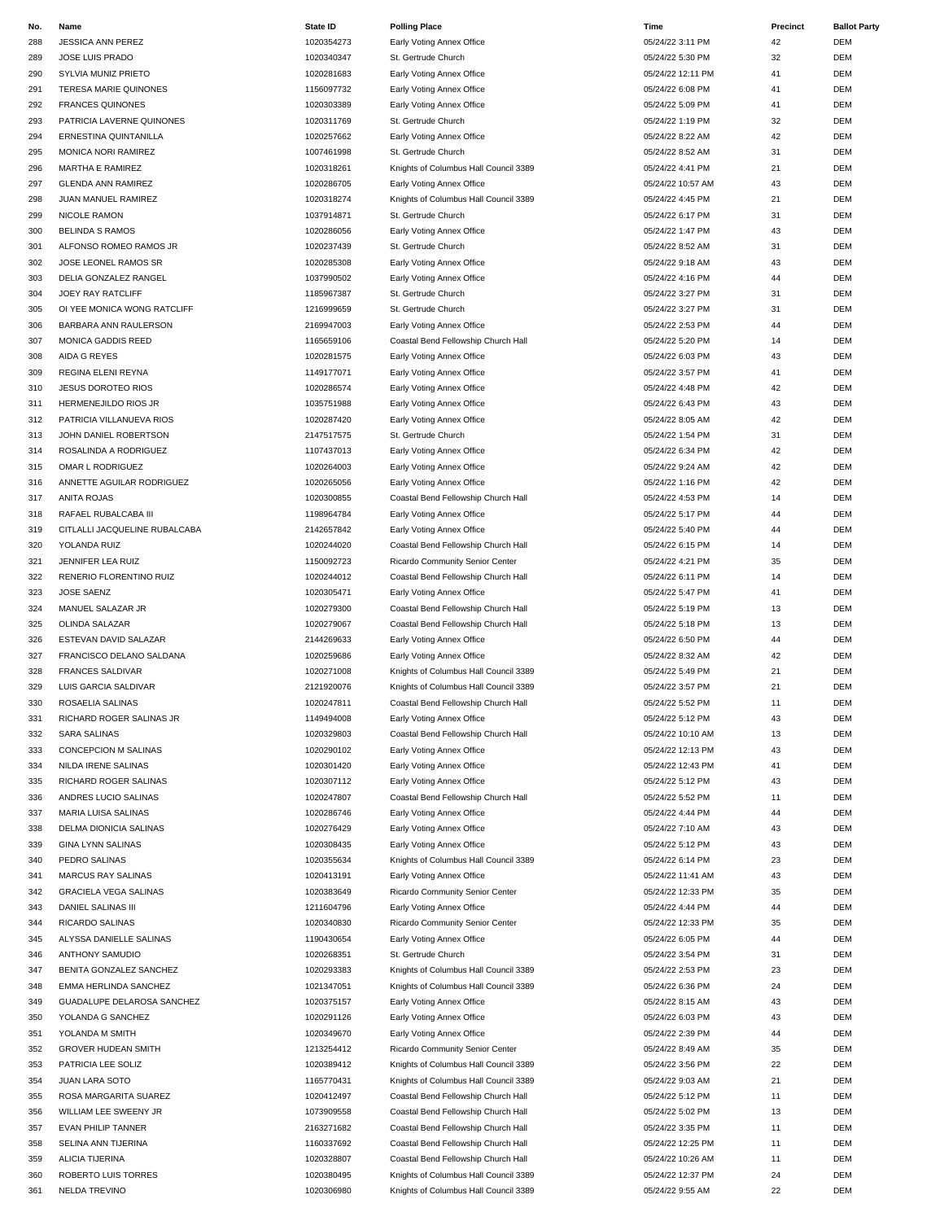| No. | Name | State ID | Polling Place | Time | Precinct | Ballot Party |
| --- | --- | --- | --- | --- | --- | --- |
| 288 | JESSICA ANN PEREZ | 1020354273 | Early Voting Annex Office | 05/24/22 3:11 PM | 42 | DEM |
| 289 | JOSE LUIS PRADO | 1020340347 | St. Gertrude Church | 05/24/22 5:30 PM | 32 | DEM |
| 290 | SYLVIA MUNIZ PRIETO | 1020281683 | Early Voting Annex Office | 05/24/22 12:11 PM | 41 | DEM |
| 291 | TERESA MARIE QUINONES | 1156097732 | Early Voting Annex Office | 05/24/22 6:08 PM | 41 | DEM |
| 292 | FRANCES QUINONES | 1020303389 | Early Voting Annex Office | 05/24/22 5:09 PM | 41 | DEM |
| 293 | PATRICIA LAVERNE QUINONES | 1020311769 | St. Gertrude Church | 05/24/22 1:19 PM | 32 | DEM |
| 294 | ERNESTINA QUINTANILLA | 1020257662 | Early Voting Annex Office | 05/24/22 8:22 AM | 42 | DEM |
| 295 | MONICA NORI RAMIREZ | 1007461998 | St. Gertrude Church | 05/24/22 8:52 AM | 31 | DEM |
| 296 | MARTHA E RAMIREZ | 1020318261 | Knights of Columbus Hall Council 3389 | 05/24/22 4:41 PM | 21 | DEM |
| 297 | GLENDA ANN RAMIREZ | 1020286705 | Early Voting Annex Office | 05/24/22 10:57 AM | 43 | DEM |
| 298 | JUAN MANUEL RAMIREZ | 1020318274 | Knights of Columbus Hall Council 3389 | 05/24/22 4:45 PM | 21 | DEM |
| 299 | NICOLE RAMON | 1037914871 | St. Gertrude Church | 05/24/22 6:17 PM | 31 | DEM |
| 300 | BELINDA S RAMOS | 1020286056 | Early Voting Annex Office | 05/24/22 1:47 PM | 43 | DEM |
| 301 | ALFONSO ROMEO RAMOS JR | 1020237439 | St. Gertrude Church | 05/24/22 8:52 AM | 31 | DEM |
| 302 | JOSE LEONEL RAMOS SR | 1020285308 | Early Voting Annex Office | 05/24/22 9:18 AM | 43 | DEM |
| 303 | DELIA GONZALEZ RANGEL | 1037990502 | Early Voting Annex Office | 05/24/22 4:16 PM | 44 | DEM |
| 304 | JOEY RAY RATCLIFF | 1185967387 | St. Gertrude Church | 05/24/22 3:27 PM | 31 | DEM |
| 305 | OI YEE MONICA WONG RATCLIFF | 1216999659 | St. Gertrude Church | 05/24/22 3:27 PM | 31 | DEM |
| 306 | BARBARA ANN RAULERSON | 2169947003 | Early Voting Annex Office | 05/24/22 2:53 PM | 44 | DEM |
| 307 | MONICA GADDIS REED | 1165659106 | Coastal Bend Fellowship Church Hall | 05/24/22 5:20 PM | 14 | DEM |
| 308 | AIDA G REYES | 1020281575 | Early Voting Annex Office | 05/24/22 6:03 PM | 43 | DEM |
| 309 | REGINA ELENI REYNA | 1149177071 | Early Voting Annex Office | 05/24/22 3:57 PM | 41 | DEM |
| 310 | JESUS DOROTEO RIOS | 1020286574 | Early Voting Annex Office | 05/24/22 4:48 PM | 42 | DEM |
| 311 | HERMENEJILDO RIOS JR | 1035751988 | Early Voting Annex Office | 05/24/22 6:43 PM | 43 | DEM |
| 312 | PATRICIA VILLANUEVA RIOS | 1020287420 | Early Voting Annex Office | 05/24/22 8:05 AM | 42 | DEM |
| 313 | JOHN DANIEL ROBERTSON | 2147517575 | St. Gertrude Church | 05/24/22 1:54 PM | 31 | DEM |
| 314 | ROSALINDA A RODRIGUEZ | 1107437013 | Early Voting Annex Office | 05/24/22 6:34 PM | 42 | DEM |
| 315 | OMAR L RODRIGUEZ | 1020264003 | Early Voting Annex Office | 05/24/22 9:24 AM | 42 | DEM |
| 316 | ANNETTE AGUILAR RODRIGUEZ | 1020265056 | Early Voting Annex Office | 05/24/22 1:16 PM | 42 | DEM |
| 317 | ANITA ROJAS | 1020300855 | Coastal Bend Fellowship Church Hall | 05/24/22 4:53 PM | 14 | DEM |
| 318 | RAFAEL RUBALCABA III | 1198964784 | Early Voting Annex Office | 05/24/22 5:17 PM | 44 | DEM |
| 319 | CITLALLI JACQUELINE RUBALCABA | 2142657842 | Early Voting Annex Office | 05/24/22 5:40 PM | 44 | DEM |
| 320 | YOLANDA RUIZ | 1020244020 | Coastal Bend Fellowship Church Hall | 05/24/22 6:15 PM | 14 | DEM |
| 321 | JENNIFER LEA RUIZ | 1150092723 | Ricardo Community Senior Center | 05/24/22 4:21 PM | 35 | DEM |
| 322 | RENERIO FLORENTINO RUIZ | 1020244012 | Coastal Bend Fellowship Church Hall | 05/24/22 6:11 PM | 14 | DEM |
| 323 | JOSE SAENZ | 1020305471 | Early Voting Annex Office | 05/24/22 5:47 PM | 41 | DEM |
| 324 | MANUEL SALAZAR JR | 1020279300 | Coastal Bend Fellowship Church Hall | 05/24/22 5:19 PM | 13 | DEM |
| 325 | OLINDA SALAZAR | 1020279067 | Coastal Bend Fellowship Church Hall | 05/24/22 5:18 PM | 13 | DEM |
| 326 | ESTEVAN DAVID SALAZAR | 2144269633 | Early Voting Annex Office | 05/24/22 6:50 PM | 44 | DEM |
| 327 | FRANCISCO DELANO SALDANA | 1020259686 | Early Voting Annex Office | 05/24/22 8:32 AM | 42 | DEM |
| 328 | FRANCES SALDIVAR | 1020271008 | Knights of Columbus Hall Council 3389 | 05/24/22 5:49 PM | 21 | DEM |
| 329 | LUIS GARCIA SALDIVAR | 2121920076 | Knights of Columbus Hall Council 3389 | 05/24/22 3:57 PM | 21 | DEM |
| 330 | ROSAELIA SALINAS | 1020247811 | Coastal Bend Fellowship Church Hall | 05/24/22 5:52 PM | 11 | DEM |
| 331 | RICHARD ROGER SALINAS JR | 1149494008 | Early Voting Annex Office | 05/24/22 5:12 PM | 43 | DEM |
| 332 | SARA SALINAS | 1020329803 | Coastal Bend Fellowship Church Hall | 05/24/22 10:10 AM | 13 | DEM |
| 333 | CONCEPCION M SALINAS | 1020290102 | Early Voting Annex Office | 05/24/22 12:13 PM | 43 | DEM |
| 334 | NILDA IRENE SALINAS | 1020301420 | Early Voting Annex Office | 05/24/22 12:43 PM | 41 | DEM |
| 335 | RICHARD ROGER SALINAS | 1020307112 | Early Voting Annex Office | 05/24/22 5:12 PM | 43 | DEM |
| 336 | ANDRES LUCIO SALINAS | 1020247807 | Coastal Bend Fellowship Church Hall | 05/24/22 5:52 PM | 11 | DEM |
| 337 | MARIA LUISA SALINAS | 1020286746 | Early Voting Annex Office | 05/24/22 4:44 PM | 44 | DEM |
| 338 | DELMA DIONICIA SALINAS | 1020276429 | Early Voting Annex Office | 05/24/22 7:10 AM | 43 | DEM |
| 339 | GINA LYNN SALINAS | 1020308435 | Early Voting Annex Office | 05/24/22 5:12 PM | 43 | DEM |
| 340 | PEDRO SALINAS | 1020355634 | Knights of Columbus Hall Council 3389 | 05/24/22 6:14 PM | 23 | DEM |
| 341 | MARCUS RAY SALINAS | 1020413191 | Early Voting Annex Office | 05/24/22 11:41 AM | 43 | DEM |
| 342 | GRACIELA VEGA SALINAS | 1020383649 | Ricardo Community Senior Center | 05/24/22 12:33 PM | 35 | DEM |
| 343 | DANIEL SALINAS III | 1211604796 | Early Voting Annex Office | 05/24/22 4:44 PM | 44 | DEM |
| 344 | RICARDO SALINAS | 1020340830 | Ricardo Community Senior Center | 05/24/22 12:33 PM | 35 | DEM |
| 345 | ALYSSA DANIELLE SALINAS | 1190430654 | Early Voting Annex Office | 05/24/22 6:05 PM | 44 | DEM |
| 346 | ANTHONY SAMUDIO | 1020268351 | St. Gertrude Church | 05/24/22 3:54 PM | 31 | DEM |
| 347 | BENITA GONZALEZ SANCHEZ | 1020293383 | Knights of Columbus Hall Council 3389 | 05/24/22 2:53 PM | 23 | DEM |
| 348 | EMMA HERLINDA SANCHEZ | 1021347051 | Knights of Columbus Hall Council 3389 | 05/24/22 6:36 PM | 24 | DEM |
| 349 | GUADALUPE DELAROSA SANCHEZ | 1020375157 | Early Voting Annex Office | 05/24/22 8:15 AM | 43 | DEM |
| 350 | YOLANDA G SANCHEZ | 1020291126 | Early Voting Annex Office | 05/24/22 6:03 PM | 43 | DEM |
| 351 | YOLANDA M SMITH | 1020349670 | Early Voting Annex Office | 05/24/22 2:39 PM | 44 | DEM |
| 352 | GROVER HUDEAN SMITH | 1213254412 | Ricardo Community Senior Center | 05/24/22 8:49 AM | 35 | DEM |
| 353 | PATRICIA LEE SOLIZ | 1020389412 | Knights of Columbus Hall Council 3389 | 05/24/22 3:56 PM | 22 | DEM |
| 354 | JUAN LARA SOTO | 1165770431 | Knights of Columbus Hall Council 3389 | 05/24/22 9:03 AM | 21 | DEM |
| 355 | ROSA MARGARITA SUAREZ | 1020412497 | Coastal Bend Fellowship Church Hall | 05/24/22 5:12 PM | 11 | DEM |
| 356 | WILLIAM LEE SWEENY JR | 1073909558 | Coastal Bend Fellowship Church Hall | 05/24/22 5:02 PM | 13 | DEM |
| 357 | EVAN PHILIP TANNER | 2163271682 | Coastal Bend Fellowship Church Hall | 05/24/22 3:35 PM | 11 | DEM |
| 358 | SELINA ANN TIJERINA | 1160337692 | Coastal Bend Fellowship Church Hall | 05/24/22 12:25 PM | 11 | DEM |
| 359 | ALICIA TIJERINA | 1020328807 | Coastal Bend Fellowship Church Hall | 05/24/22 10:26 AM | 11 | DEM |
| 360 | ROBERTO LUIS TORRES | 1020380495 | Knights of Columbus Hall Council 3389 | 05/24/22 12:37 PM | 24 | DEM |
| 361 | NELDA TREVINO | 1020306980 | Knights of Columbus Hall Council 3389 | 05/24/22 9:55 AM | 22 | DEM |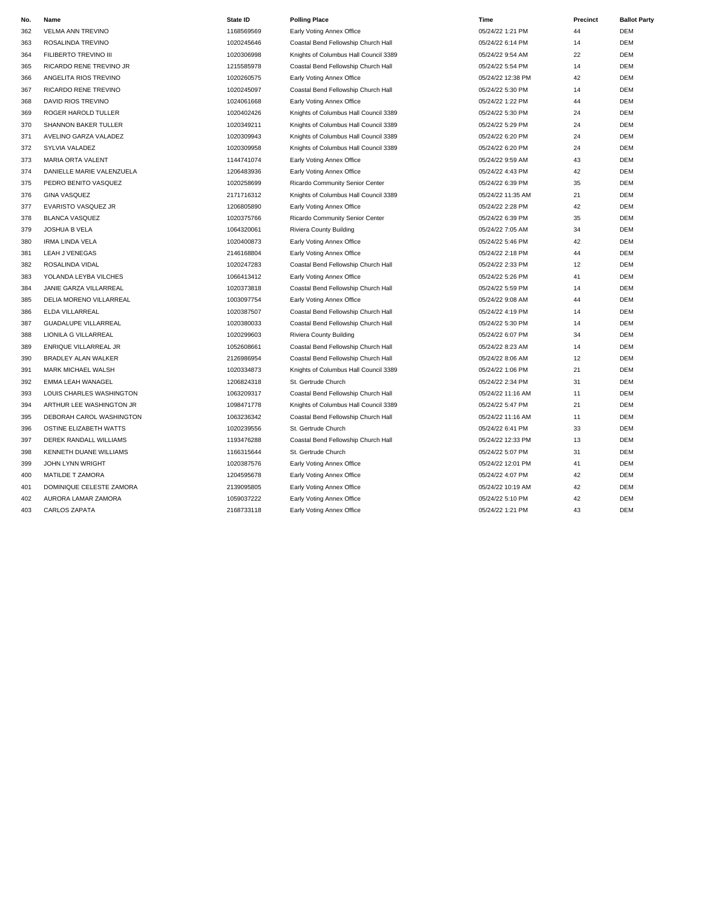| No. | Name | State ID | Polling Place | Time | Precinct | Ballot Party |
|---|---|---|---|---|---|---|
| 362 | VELMA ANN TREVINO | 1168569569 | Early Voting Annex Office | 05/24/22 1:21 PM | 44 | DEM |
| 363 | ROSALINDA TREVINO | 1020245646 | Coastal Bend Fellowship Church Hall | 05/24/22 6:14 PM | 14 | DEM |
| 364 | FILIBERTO TREVINO III | 1020306998 | Knights of Columbus Hall Council 3389 | 05/24/22 9:54 AM | 22 | DEM |
| 365 | RICARDO RENE TREVINO JR | 1215585978 | Coastal Bend Fellowship Church Hall | 05/24/22 5:54 PM | 14 | DEM |
| 366 | ANGELITA RIOS TREVINO | 1020260575 | Early Voting Annex Office | 05/24/22 12:38 PM | 42 | DEM |
| 367 | RICARDO RENE TREVINO | 1020245097 | Coastal Bend Fellowship Church Hall | 05/24/22 5:30 PM | 14 | DEM |
| 368 | DAVID RIOS TREVINO | 1024061668 | Early Voting Annex Office | 05/24/22 1:22 PM | 44 | DEM |
| 369 | ROGER HAROLD TULLER | 1020402426 | Knights of Columbus Hall Council 3389 | 05/24/22 5:30 PM | 24 | DEM |
| 370 | SHANNON BAKER TULLER | 1020349211 | Knights of Columbus Hall Council 3389 | 05/24/22 5:29 PM | 24 | DEM |
| 371 | AVELINO GARZA VALADEZ | 1020309943 | Knights of Columbus Hall Council 3389 | 05/24/22 6:20 PM | 24 | DEM |
| 372 | SYLVIA VALADEZ | 1020309958 | Knights of Columbus Hall Council 3389 | 05/24/22 6:20 PM | 24 | DEM |
| 373 | MARIA ORTA VALENT | 1144741074 | Early Voting Annex Office | 05/24/22 9:59 AM | 43 | DEM |
| 374 | DANIELLE MARIE VALENZUELA | 1206483936 | Early Voting Annex Office | 05/24/22 4:43 PM | 42 | DEM |
| 375 | PEDRO BENITO VASQUEZ | 1020258699 | Ricardo Community Senior Center | 05/24/22 6:39 PM | 35 | DEM |
| 376 | GINA VASQUEZ | 2171716312 | Knights of Columbus Hall Council 3389 | 05/24/22 11:35 AM | 21 | DEM |
| 377 | EVARISTO VASQUEZ JR | 1206805890 | Early Voting Annex Office | 05/24/22 2:28 PM | 42 | DEM |
| 378 | BLANCA VASQUEZ | 1020375766 | Ricardo Community Senior Center | 05/24/22 6:39 PM | 35 | DEM |
| 379 | JOSHUA B VELA | 1064320061 | Riviera County Building | 05/24/22 7:05 AM | 34 | DEM |
| 380 | IRMA LINDA VELA | 1020400873 | Early Voting Annex Office | 05/24/22 5:46 PM | 42 | DEM |
| 381 | LEAH J VENEGAS | 2146168804 | Early Voting Annex Office | 05/24/22 2:18 PM | 44 | DEM |
| 382 | ROSALINDA VIDAL | 1020247283 | Coastal Bend Fellowship Church Hall | 05/24/22 2:33 PM | 12 | DEM |
| 383 | YOLANDA LEYBA VILCHES | 1066413412 | Early Voting Annex Office | 05/24/22 5:26 PM | 41 | DEM |
| 384 | JANIE GARZA VILLARREAL | 1020373818 | Coastal Bend Fellowship Church Hall | 05/24/22 5:59 PM | 14 | DEM |
| 385 | DELIA MORENO VILLARREAL | 1003097754 | Early Voting Annex Office | 05/24/22 9:08 AM | 44 | DEM |
| 386 | ELDA VILLARREAL | 1020387507 | Coastal Bend Fellowship Church Hall | 05/24/22 4:19 PM | 14 | DEM |
| 387 | GUADALUPE VILLARREAL | 1020380033 | Coastal Bend Fellowship Church Hall | 05/24/22 5:30 PM | 14 | DEM |
| 388 | LIONILA G VILLARREAL | 1020299603 | Riviera County Building | 05/24/22 6:07 PM | 34 | DEM |
| 389 | ENRIQUE VILLARREAL JR | 1052608661 | Coastal Bend Fellowship Church Hall | 05/24/22 8:23 AM | 14 | DEM |
| 390 | BRADLEY ALAN WALKER | 2126986954 | Coastal Bend Fellowship Church Hall | 05/24/22 8:06 AM | 12 | DEM |
| 391 | MARK MICHAEL WALSH | 1020334873 | Knights of Columbus Hall Council 3389 | 05/24/22 1:06 PM | 21 | DEM |
| 392 | EMMA LEAH WANAGEL | 1206824318 | St. Gertrude Church | 05/24/22 2:34 PM | 31 | DEM |
| 393 | LOUIS CHARLES WASHINGTON | 1063209317 | Coastal Bend Fellowship Church Hall | 05/24/22 11:16 AM | 11 | DEM |
| 394 | ARTHUR LEE WASHINGTON JR | 1098471778 | Knights of Columbus Hall Council 3389 | 05/24/22 5:47 PM | 21 | DEM |
| 395 | DEBORAH CAROL WASHINGTON | 1063236342 | Coastal Bend Fellowship Church Hall | 05/24/22 11:16 AM | 11 | DEM |
| 396 | OSTINE ELIZABETH WATTS | 1020239556 | St. Gertrude Church | 05/24/22 6:41 PM | 33 | DEM |
| 397 | DEREK RANDALL WILLIAMS | 1193476288 | Coastal Bend Fellowship Church Hall | 05/24/22 12:33 PM | 13 | DEM |
| 398 | KENNETH DUANE WILLIAMS | 1166315644 | St. Gertrude Church | 05/24/22 5:07 PM | 31 | DEM |
| 399 | JOHN LYNN WRIGHT | 1020387576 | Early Voting Annex Office | 05/24/22 12:01 PM | 41 | DEM |
| 400 | MATILDE T ZAMORA | 1204595678 | Early Voting Annex Office | 05/24/22 4:07 PM | 42 | DEM |
| 401 | DOMINIQUE CELESTE ZAMORA | 2139095805 | Early Voting Annex Office | 05/24/22 10:19 AM | 42 | DEM |
| 402 | AURORA LAMAR ZAMORA | 1059037222 | Early Voting Annex Office | 05/24/22 5:10 PM | 42 | DEM |
| 403 | CARLOS ZAPATA | 2168733118 | Early Voting Annex Office | 05/24/22 1:21 PM | 43 | DEM |